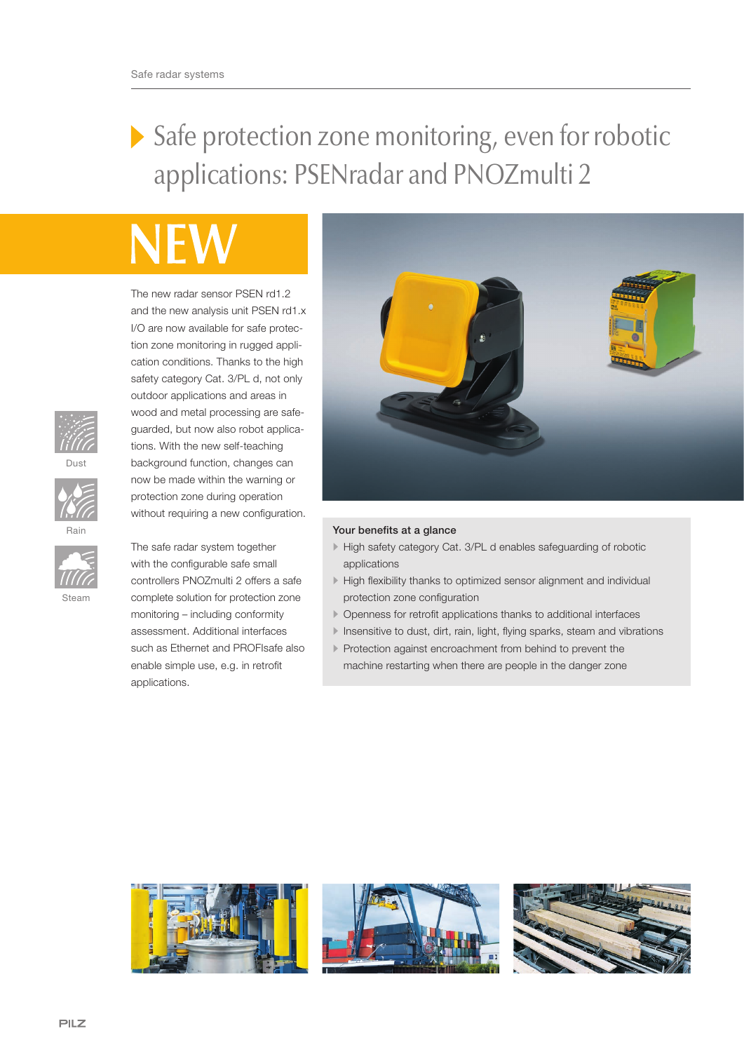# Safe protection zone monitoring, even for robotic applications: PSENradar and PNOZmulti 2

**NEW**

The new radar sensor PSEN rd1.2 and the new analysis unit PSEN rd1.x I/O are now available for safe protection zone monitoring in rugged application conditions. Thanks to the high safety category Cat. 3/PL d, not only outdoor applications and areas in wood and metal processing are safeguarded, but now also robot applications. With the new self-teaching background function, changes can now be made within the warning or protection zone during operation without requiring a new configuration.

The safe radar system together with the configurable safe small controllers PNOZmulti 2 offers a safe complete solution for protection zone monitoring – including conformity assessment. Additional interfaces such as Ethernet and PROFIsafe also enable simple use, e.g. in retrofit applications.

Dust

Rain

Steam

**Your benefits at a glance**

- High safety category Cat. 3/PL d enables safeguarding of robotic applications
- High flexibility thanks to optimized sensor alignment and individual protection zone configuration
- Openness for retrofit applications thanks to additional interfaces
- Insensitive to dust, dirt, rain, light, flying sparks, steam and vibrations
- Protection against encroachment from behind to prevent the machine restarting when there are people in the danger zone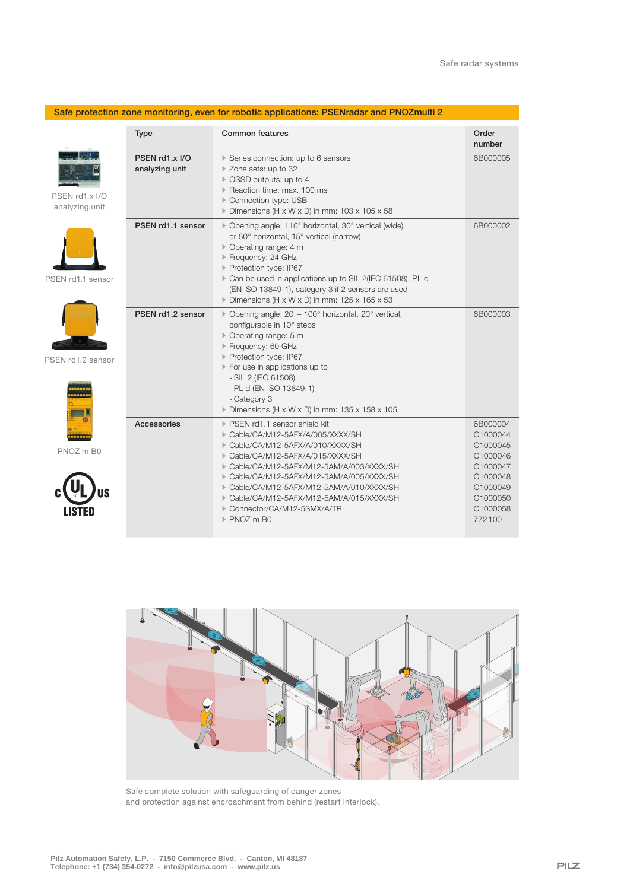## Safe protection zone monitoring, even for robotic applications: PSENradar and PNOZmulti 2

PSEN rd1.x I/O analyzing unit

PSEN rd1.1 sensor

PSEN rd1.2 sensor

PNOZ m B0

| Type | Common features | Order number |
|---|---|---|
| **PSEN rd1.x I/O analyzing unit** | ▸ Series connection: up to 6 sensors<br>▸ Zone sets: up to 32<br>▸ OSSD outputs: up to 4<br>▸ Reaction time: max. 100 ms<br>▸ Connection type: USB<br>▸ Dimensions (H x W x D) in mm: 103 x 105 x 58 | 6B000005 |
| **PSEN rd1.1 sensor** | ▸ Opening angle: 110° horizontal, 30° vertical (wide) or 50° horizontal, 15° vertical (narrow)<br>▸ Operating range: 4 m<br>▸ Frequency: 24 GHz<br>▸ Protection type: IP67<br>▸ Can be used in applications up to SIL 2(IEC 61508), PL d (EN ISO 13849-1), category 3 if 2 sensors are used<br>▸ Dimensions (H x W x D) in mm: 125 x 165 x 53 | 6B000002 |
| **PSEN rd1.2 sensor** | ▸ Opening angle: 20 – 100° horizontal, 20° vertical, configurable in 10° steps<br>▸ Operating range: 5 m<br>▸ Frequency: 60 GHz<br>▸ Protection type: IP67<br>▸ For use in applications up to<br>- SIL 2 (IEC 61508)<br>- PL d (EN ISO 13849-1)<br>- Category 3<br>▸ Dimensions (H x W x D) in mm: 135 x 158 x 105 | 6B000003 |
| **Accessories** | ▸ PSEN rd1.1 sensor shield kit<br>▸ Cable/CA/M12-5AFX/A/005/XXXX/SH<br>▸ Cable/CA/M12-5AFX/A/010/XXXX/SH<br>▸ Cable/CA/M12-5AFX/A/015/XXXX/SH<br>▸ Cable/CA/M12-5AFX/M12-5AM/A/003/XXXX/SH<br>▸ Cable/CA/M12-5AFX/M12-5AM/A/005/XXXX/SH<br>▸ Cable/CA/M12-5AFX/M12-5AM/A/010/XXXX/SH<br>▸ Cable/CA/M12-5AFX/M12-5AM/A/015/XXXX/SH<br>▸ Connector/CA/M12-5SMX/A/TR<br>▸ PNOZ m B0 | 6B000004<br>C1000044<br>C1000045<br>C1000046<br>C1000047<br>C1000048<br>C1000049<br>C1000050<br>C1000058<br>772 100 |

Safe complete solution with safeguarding of danger zones and protection against encroachment from behind (restart interlock).

Pilz Automation Safety, L.P. - 7150 Commerce Blvd. - Canton, MI 48187
Telephone: +1 (734) 354-0272 - info@pilzusa.com - www.pilz.us